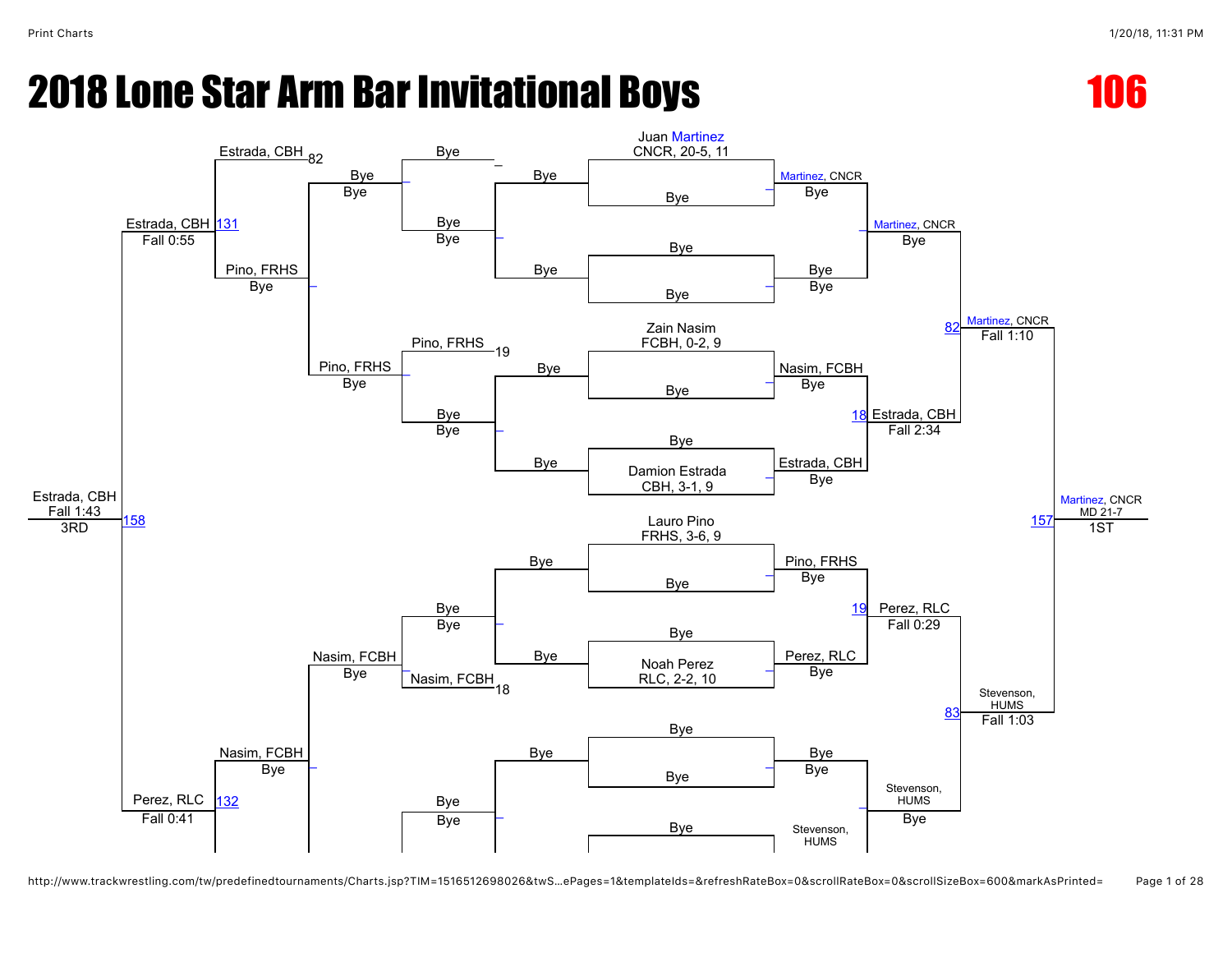# 2018 Lone Star Arm Bar Invitational Boys

**106**

## Championship Bracket

**Seeds / First Round**

- Juan Martinez, CNCR, 20-5, 11 vs Bye — Martinez, CNCR
- Bye vs Bye — Bye
- Zain Nasim, FCBH, 0-2, 9 vs Bye — Nasim, FCBH
- Bye vs Damion Estrada, CBH, 3-1, 9 — Estrada, CBH
- Lauro Pino, FRHS, 3-6, 9 vs Bye — Pino, FRHS
- Bye vs Noah Perez, RLC, 2-2, 10 — Perez, RLC
- Bye vs Bye — Bye
- Bye vs ... — Stevenson, HUMS

**Quarterfinals**

- Martinez, CNCR vs Bye — Martinez, CNCR (Bye)
- Nasim, FCBH vs Estrada, CBH — Estrada, CBH, Fall 2:34 (Match 18)
- Pino, FRHS vs Perez, RLC — Perez, RLC, Fall 0:29 (Match 19)
- Bye vs Stevenson, HUMS — Stevenson, HUMS (Bye)

**Semifinals**

- Martinez, CNCR vs Estrada, CBH — Martinez, CNCR, Fall 1:10 (Match 82)
- Perez, RLC vs Stevenson, HUMS — Stevenson, HUMS, Fall 1:03 (Match 83)

**Final (Match 157)**

- Martinez, CNCR vs Stevenson, HUMS — Martinez, CNCR, MD 21-7 — **1ST**

## Consolation Bracket

- Bye / Bye — Bye
- Bye / Bye — Bye
- Pino, FRHS (Bye) / Bye — Pino, FRHS
- Estrada, CBH — 82
- Pino, FRHS — 19
- Nasim, FCBH — 18
- Bye / Bye — Bye
- Estrada, CBH vs Pino, FRHS — Estrada, CBH, Fall 0:55 (Match 131)
- Nasim, FCBH vs Perez, RLC — Perez, RLC, Fall 0:41 (Match 132)

**3rd Place (Match 158)**

- Estrada, CBH vs Perez, RLC — Estrada, CBH, Fall 1:43 — **3RD**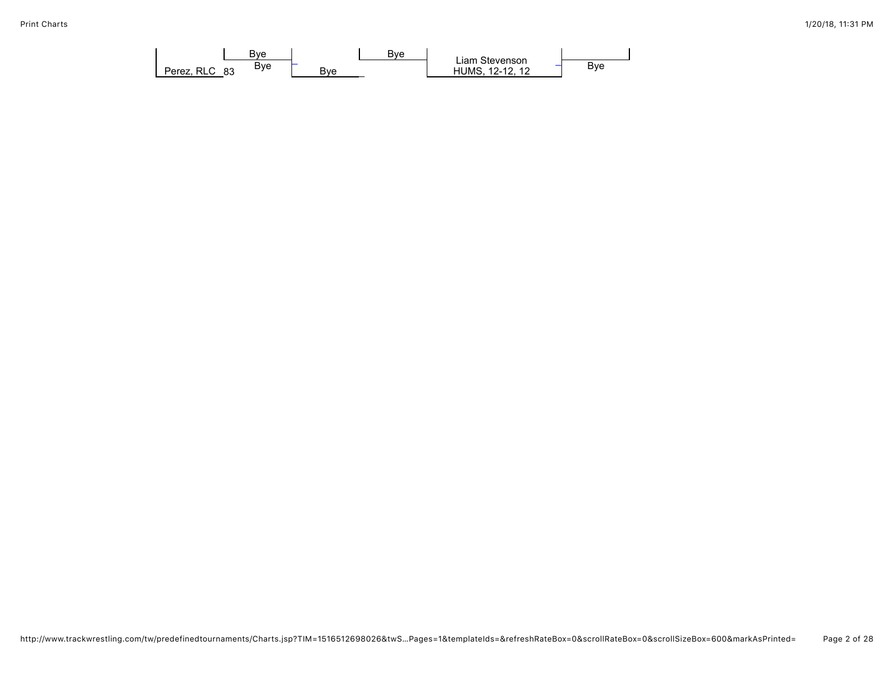Perez, RLC 83

Bye

Bye

Bye

Bye

Liam Stevenson
HUMS, 12-12, 12

Bye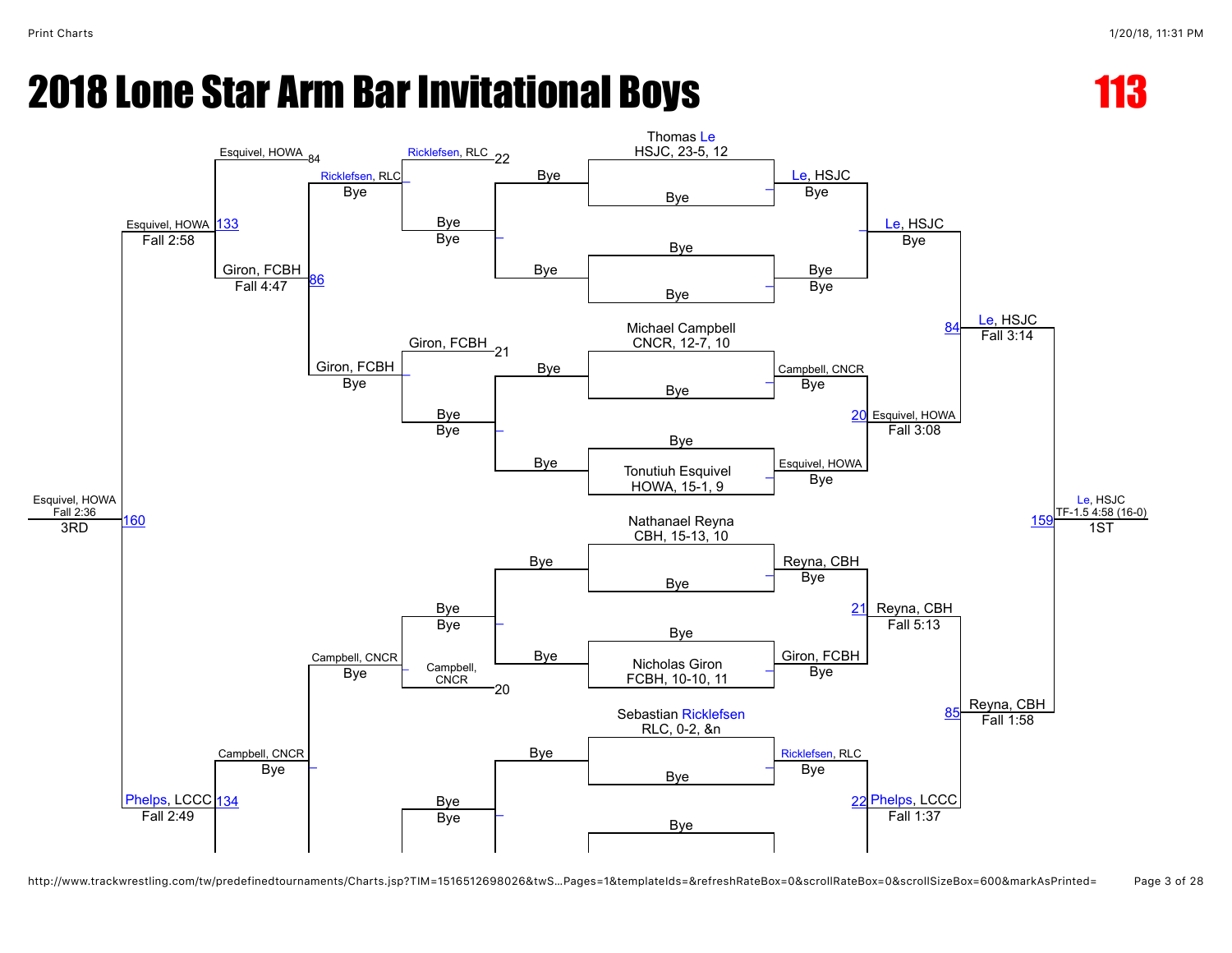# 2018 Lone Star Arm Bar Invitational Boys

## 113

### Championship Bracket

**Seeds:**
- Thomas Le, HSJC, 23-5, 12
- Michael Campbell, CNCR, 12-7, 10
- Tonutiuh Esquivel, HOWA, 15-1, 9
- Nathanael Reyna, CBH, 15-13, 10
- Nicholas Giron, FCBH, 10-10, 11
- Sebastian Ricklefsen, RLC, 0-2, &n

**First Round:**
- Le, HSJC — Bye
- Bye — Bye
- Campbell, CNCR — Bye
- Esquivel, HOWA — Bye
- Reyna, CBH — Bye
- Giron, FCBH — Bye
- Ricklefsen, RLC — Bye

**Quarterfinals:**
- Le, HSJC — Bye
- 20: Esquivel, HOWA — Fall 3:08
- 21: Reyna, CBH — Fall 5:13
- 22: Phelps, LCCC — Fall 1:37

**Semifinals:**
- 84: Le, HSJC — Fall 3:14
- 85: Reyna, CBH — Fall 1:58

**Final:**
- 159: Le, HSJC — TF-1.5 4:58 (16-0) — 1ST

### Consolation Bracket

- Ricklefsen, RLC — 22
- Ricklefsen, RLC — Bye
- Giron, FCBH — 21
- Giron, FCBH — Bye
- Campbell, CNCR — 20
- Campbell, CNCR — Bye
- Campbell, CNCR — Bye
- Bye — Bye
- Esquivel, HOWA — 84
- 86: Giron, FCBH — Fall 4:47
- 133: Esquivel, HOWA — Fall 2:58
- 134: Phelps, LCCC — Fall 2:49
- 160: Esquivel, HOWA — Fall 2:36 — 3RD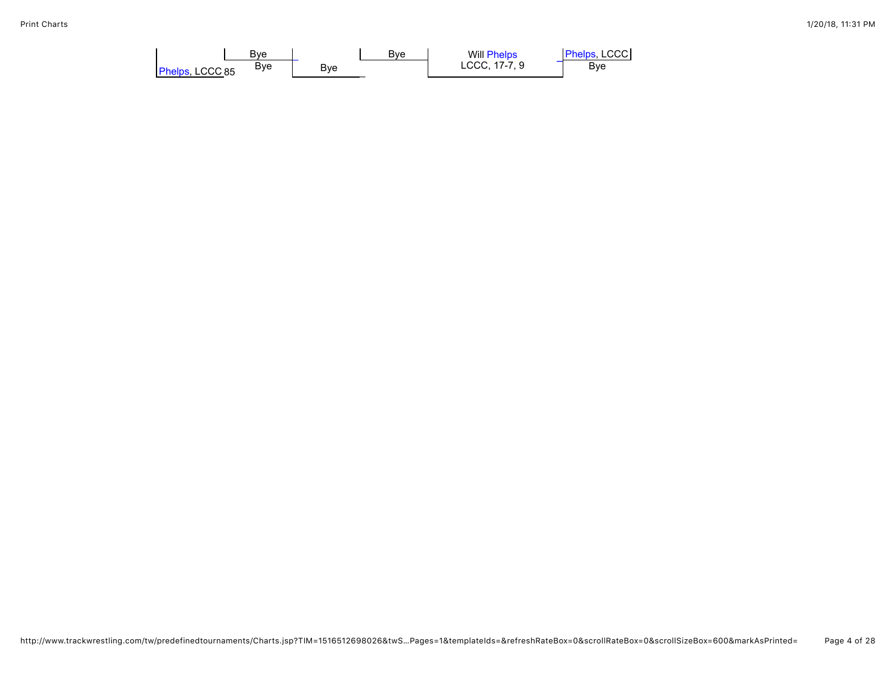Phelps, LCCC 85

Bye

Bye

Bye

Bye

Will Phelps

LCCC, 17-7, 9

Phelps, LCCC

Bye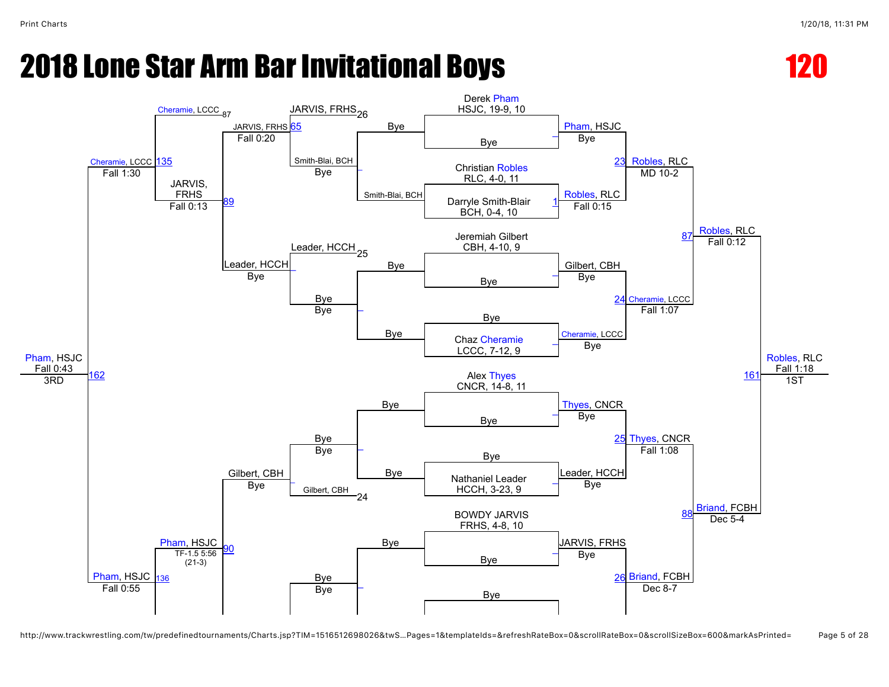# 2018 Lone Star Arm Bar Invitational Boys

## 120

### Championship Bracket

**First Round (Pre-round)**

- Derek Pham, HSJC, 19-9, 10 vs Bye — Pham, HSJC (Bye)
- Christian Robles, RLC, 4-0, 11 vs Darryle Smith-Blair, BCH, 0-4, 10 — Match 1: Robles, RLC (Fall 0:15)
- Jeremiah Gilbert, CBH, 4-10, 9 vs Bye — Gilbert, CBH (Bye)
- Bye vs Chaz Cheramie, LCCC, 7-12, 9 — Cheramie, LCCC (Bye)
- Alex Thyes, CNCR, 14-8, 11 vs Bye — Thyes, CNCR (Bye)
- Bye vs Nathaniel Leader, HCCH, 3-23, 9 — Leader, HCCH (Bye)
- BOWDY JARVIS, FRHS, 4-8, 10 vs Bye — JARVIS, FRHS (Bye)
- Bye vs ...

**Quarterfinals**

- Match 23: Pham, HSJC vs Robles, RLC — Robles, RLC (MD 10-2)
- Match 24: Gilbert, CBH vs Cheramie, LCCC — Cheramie, LCCC (Fall 1:07)
- Match 25: Thyes, CNCR vs Leader, HCCH — Thyes, CNCR (Fall 1:08)
- Match 26: JARVIS, FRHS vs ... — Briand, FCBH (Dec 8-7)

**Semifinals**

- Match 87: Robles, RLC vs Cheramie, LCCC — Robles, RLC (Fall 0:12)
- Match 88: Thyes, CNCR vs Briand, FCBH — Briand, FCBH (Dec 5-4)

**Final**

- Match 161: Robles, RLC vs Briand, FCBH — Robles, RLC (Fall 1:18) — 1ST

### Consolation Bracket

- Bye vs Smith-Blai, BCH — Smith-Blai, BCH (Bye)
- Bye vs Bye — Bye (Bye)
- Bye vs Bye — Bye (Bye)
- Bye vs Bye — Bye (Bye)
- JARVIS, FRHS 26 vs Smith-Blai, BCH — Match 65: JARVIS, FRHS (Fall 0:20)
- Leader, HCCH 25 vs Bye — Leader, HCCH (Bye)
- Bye vs Gilbert, CBH 24 — Gilbert, CBH (Bye)
- Cheramie, LCCC 87 vs JARVIS, FRHS — Match 89: JARVIS, FRHS (Fall 0:13)
- Match 90: Gilbert, CBH vs ... — Pham, HSJC (TF-1.5 5:56 (21-3))
- Match 135: Cheramie, LCCC vs JARVIS, FRHS — Cheramie, LCCC (Fall 1:30)
- Match 136: Pham, HSJC vs ... — Pham, HSJC (Fall 0:55)
- Match 162: Cheramie, LCCC vs Pham, HSJC — Pham, HSJC (Fall 0:43) — 3RD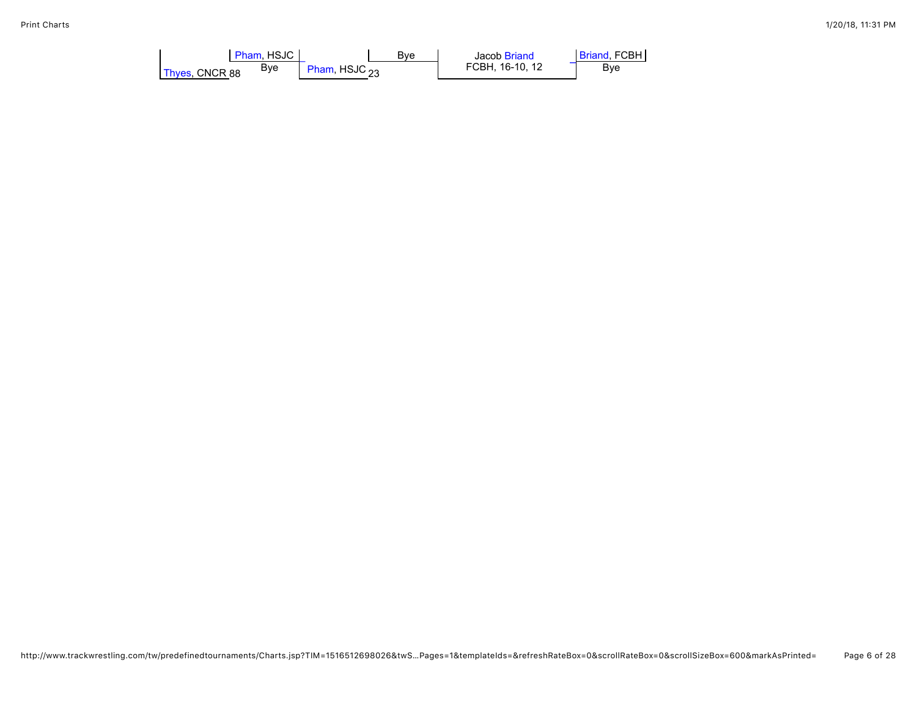Pham, HSJC
Bye

Thyes, CNCR 88

Pham, HSJC 23

Bye

Jacob Briand
FCBH, 16-10, 12

Briand, FCBH
Bye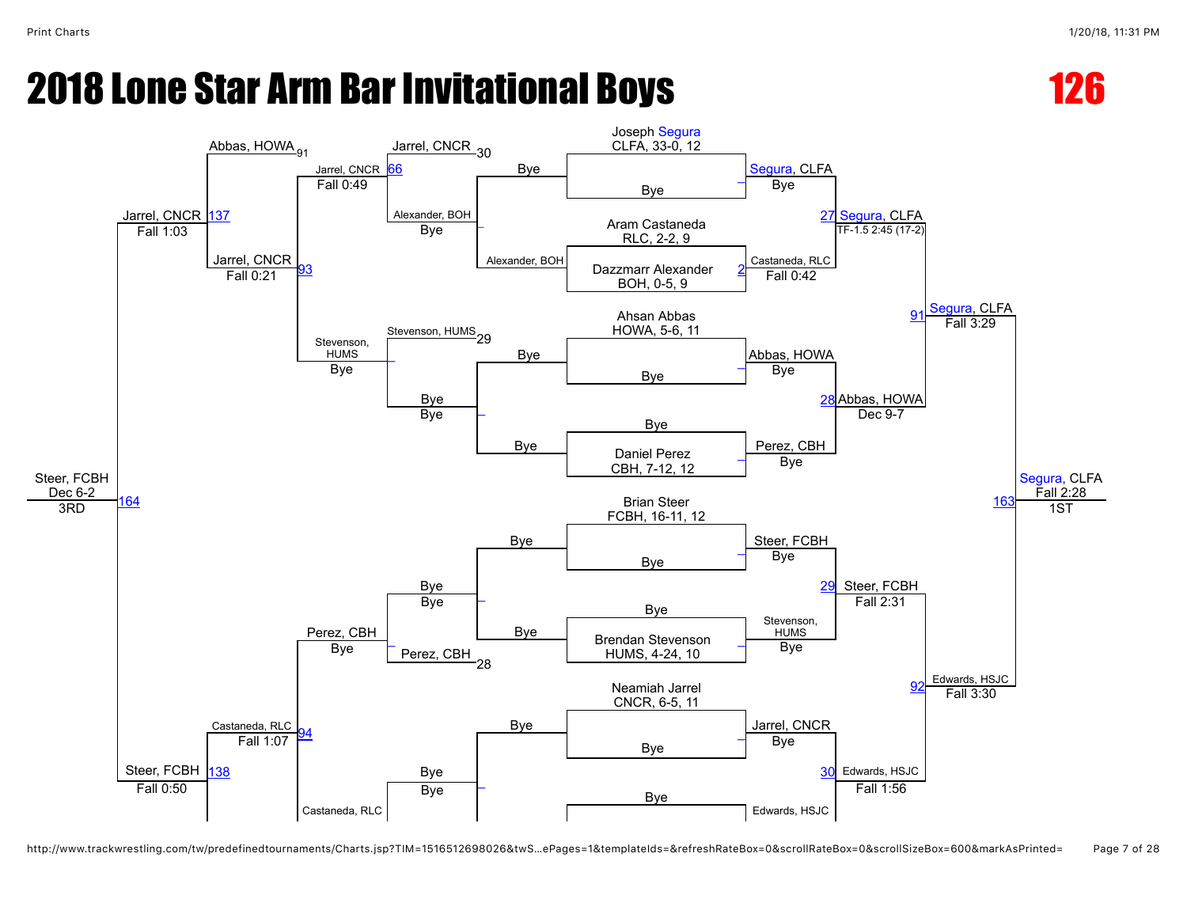# 2018 Lone Star Arm Bar Invitational Boys

**126**

## Championship Bracket

**Seeds / First Round**

- Joseph Segura, CLFA, 33-0, 12 vs Bye — Segura, CLFA (Bye)
- Aram Castaneda, RLC, 2-2, 9 vs Dazzmarr Alexander, BOH, 0-5, 9 — Match 2: Castaneda, RLC (Fall 0:42)
- Ahsan Abbas, HOWA, 5-6, 11 vs Bye — Abbas, HOWA (Bye)
- Bye vs Daniel Perez, CBH, 7-12, 12 — Perez, CBH (Bye)
- Brian Steer, FCBH, 16-11, 12 vs Bye — Steer, FCBH (Bye)
- Bye vs Brendan Stevenson, HUMS, 4-24, 10 — Stevenson, HUMS (Bye)
- Neamiah Jarrel, CNCR, 6-5, 11 vs Bye — Jarrel, CNCR (Bye)
- Bye vs ... — Edwards, HSJC

**Quarterfinals**

- Match 27: Segura, CLFA — TF-1.5 2:45 (17-2)
- Match 28: Abbas, HOWA — Dec 9-7
- Match 29: Steer, FCBH — Fall 2:31
- Match 30: Edwards, HSJC — Fall 1:56

**Semifinals**

- Match 91: Segura, CLFA — Fall 3:29
- Match 92: Edwards, HSJC — Fall 3:30

**Final**

- Match 163: Segura, CLFA — Fall 2:28 — 1ST

## Consolation Bracket

**First Round**

- Alexander, BOH — Bye
- Bye — Bye
- Bye — Bye
- Bye — Bye

**Second Round**

- Match 30: Jarrel, CNCR vs Alexander, BOH — Match 66: Jarrel, CNCR (Fall 0:49)
- Match 29: Stevenson, HUMS vs Bye — Stevenson, HUMS (Bye)
- Match 28: Perez, CBH vs Bye — Perez, CBH (Bye)
- Castaneda, RLC — ...

**Third Round**

- Match 93: Jarrel, CNCR vs Stevenson, HUMS — Jarrel, CNCR (Fall 0:21)
- Match 94: Perez, CBH vs Castaneda, RLC — Castaneda, RLC (Fall 1:07)

**Fourth Round**

- Match 91: Abbas, HOWA vs Jarrel, CNCR — Match 137: Jarrel, CNCR (Fall 1:03)
- Match 138: Steer, FCBH — Fall 0:50

**Third Place**

- Match 164: Steer, FCBH — Dec 6-2 — 3RD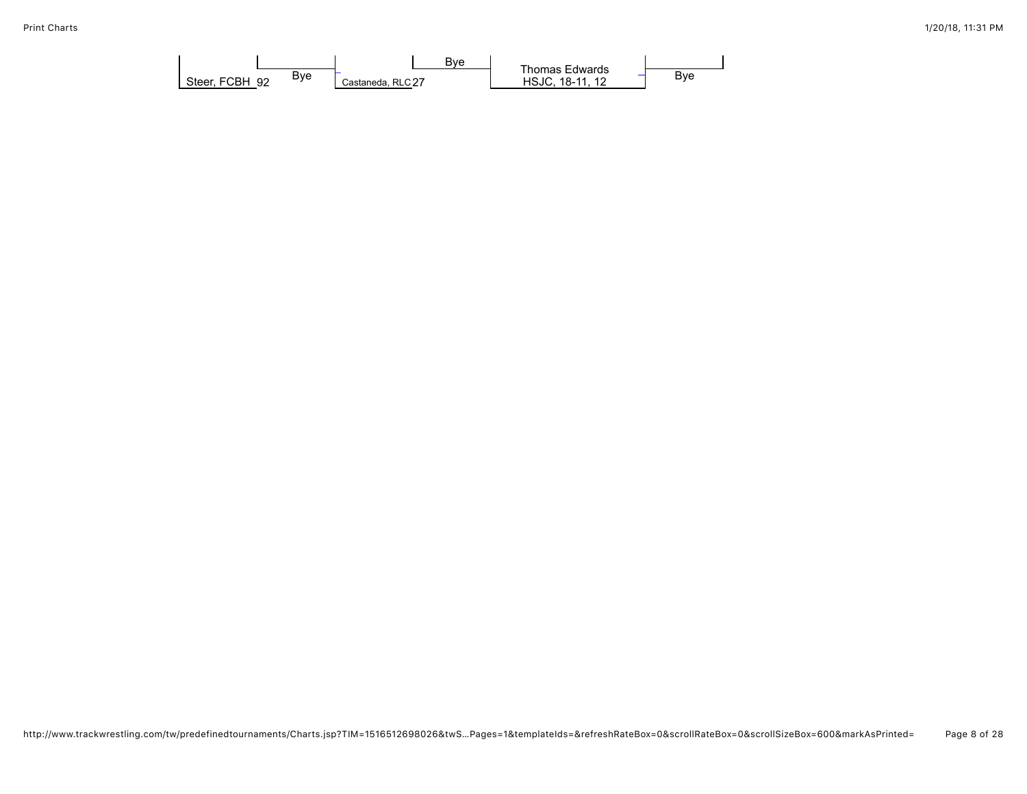Steer, FCBH 92

Bye

Castaneda, RLC 27

Bye

Thomas Edwards
HSJC, 18-11, 12

Bye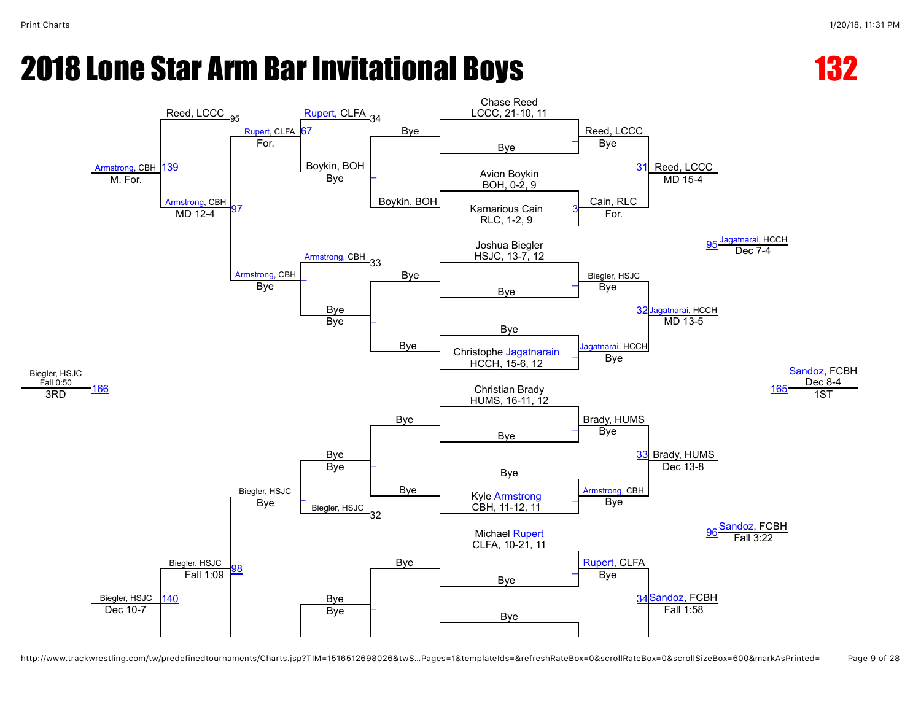# 2018 Lone Star Arm Bar Invitational Boys

## 132

### Championship Bracket

**First Round / Quarterfinals**

- Chase Reed, LCCC, 21-10, 11 vs Bye — Reed, LCCC (Bye) [–]
- Avion Boykin, BOH, 0-2, 9 vs Kamarious Cain, RLC, 1-2, 9 — Cain, RLC (For.) [3]
- Joshua Biegler, HSJC, 13-7, 12 vs Bye — Biegler, HSJC (Bye) [–]
- Bye vs Christophe Jagatnarain, HCCH, 15-6, 12 — Jagatnarai, HCCH (Bye) [–]
- Christian Brady, HUMS, 16-11, 12 vs Bye — Brady, HUMS (Bye) [–]
- Bye vs Kyle Armstrong, CBH, 11-12, 11 — Armstrong, CBH (Bye) [–]
- Michael Rupert, CLFA, 10-21, 11 vs Bye — Rupert, CLFA (Bye) [–]
- Bye vs …

**Semifinals**

- [31] Reed, LCCC — MD 15-4
- [32] Jagatnarai, HCCH — MD 13-5
- [33] Brady, HUMS — Dec 13-8
- [34] Sandoz, FCBH — Fall 1:58

**Finals**

- [95] Jagatnarai, HCCH — Dec 7-4
- [96] Sandoz, FCBH — Fall 3:22

**1st Place**

- [165] Sandoz, FCBH — Dec 8-4 — 1ST

### Consolation Bracket

- Boykin, BOH (Bye) [–]; Boykin, BOH vs Bye — Boykin, BOH
- Bye / Bye [–]; Bye
- Rupert, CLFA 34; Boykin, BOH (Bye) [67] — Rupert, CLFA (For.)
- Armstrong, CBH 33 [–] — Armstrong, CBH (Bye)
- Bye / Bye [–]; Biegler, HSJC 32 [–] — Biegler, HSJC (Bye)
- Bye / Bye [–]
- Reed, LCCC 95
- [97] Armstrong, CBH — MD 12-4
- [98] Biegler, HSJC — Fall 1:09
- [139] Armstrong, CBH — M. For.
- [140] Biegler, HSJC — Dec 10-7

**3rd Place**

- [166] Biegler, HSJC — Fall 0:50 — 3RD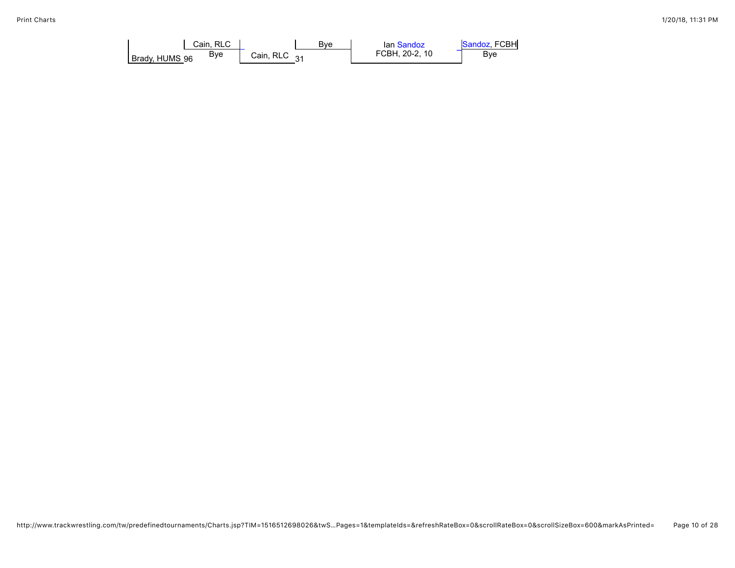Cain, RLC

Brady, HUMS 96 Bye

Cain, RLC 31

Bye

Ian Sandoz
FCBH, 20-2, 10

Sandoz, FCBH
Bye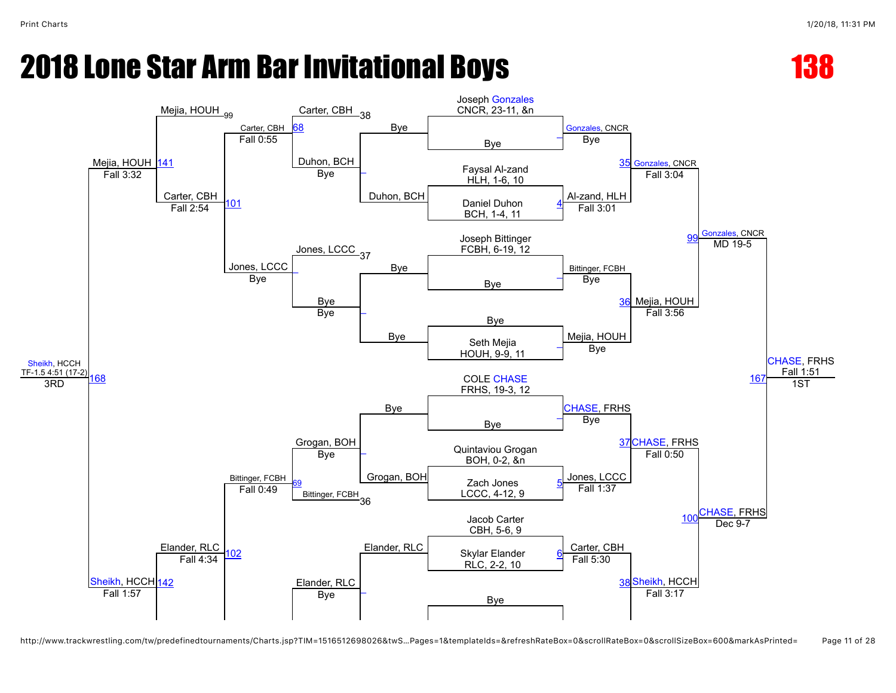# 2018 Lone Star Arm Bar Invitational Boys

**138**

## Championship Bracket

**Round 1 / Seeds**

- Joseph Gonzales, CNCR, 23-11, &n vs Bye — Gonzales, CNCR, Bye
- Faysal Al-zand, HLH, 1-6, 10 vs Daniel Duhon, BCH, 1-4, 11 (4) — Al-zand, HLH, Fall 3:01
- Joseph Bittinger, FCBH, 6-19, 12 vs Bye — Bittinger, FCBH, Bye
- Bye vs Seth Mejia, HOUH, 9-9, 11 — Mejia, HOUH, Bye
- COLE CHASE, FRHS, 19-3, 12 vs Bye — CHASE, FRHS, Bye
- Quintaviou Grogan, BOH, 0-2, &n vs Zach Jones, LCCC, 4-12, 9 (5) — Jones, LCCC, Fall 1:37
- Jacob Carter, CBH, 5-6, 9 vs Skylar Elander, RLC, 2-2, 10 (6) — Carter, CBH, Fall 5:30
- Bye vs ...

**Quarterfinals**

- (35) Gonzales, CNCR — Fall 3:04
- (36) Mejia, HOUH — Fall 3:56
- (37) CHASE, FRHS — Fall 0:50
- (38) Sheikh, HCCH — Fall 3:17

**Semifinals**

- (99) Gonzales, CNCR — MD 19-5
- (100) CHASE, FRHS — Dec 9-7

**Final**

- (167) CHASE, FRHS — Fall 1:51 — 1ST

## Consolation Bracket

**First round consolation**

- Bye vs Duhon, BCH — Duhon, BCH, Bye
- Bye vs Bye — Bye, Bye
- Bye vs Grogan, BOH — Grogan, BOH, Bye
- Elander, RLC vs ... — Elander, RLC, Bye

**Next round**

- Carter, CBH (38) vs Duhon, BCH — (68) Carter, CBH, Fall 0:55
- Jones, LCCC (37) vs Bye — Jones, LCCC, Bye
- Grogan, BOH vs Bittinger, FCBH (36) — (69) Bittinger, FCBH, Fall 0:49

**Next round**

- Mejia, HOUH (99) vs Carter, CBH — (141) Mejia, HOUH, Fall 3:32
- (101) Carter, CBH — Fall 2:54
- (102) Elander, RLC — Fall 4:34
- (142) Sheikh, HCCH — Fall 1:57

**3rd Place**

- (168) Sheikh, HCCH — TF-1.5 4:51 (17-2) — 3RD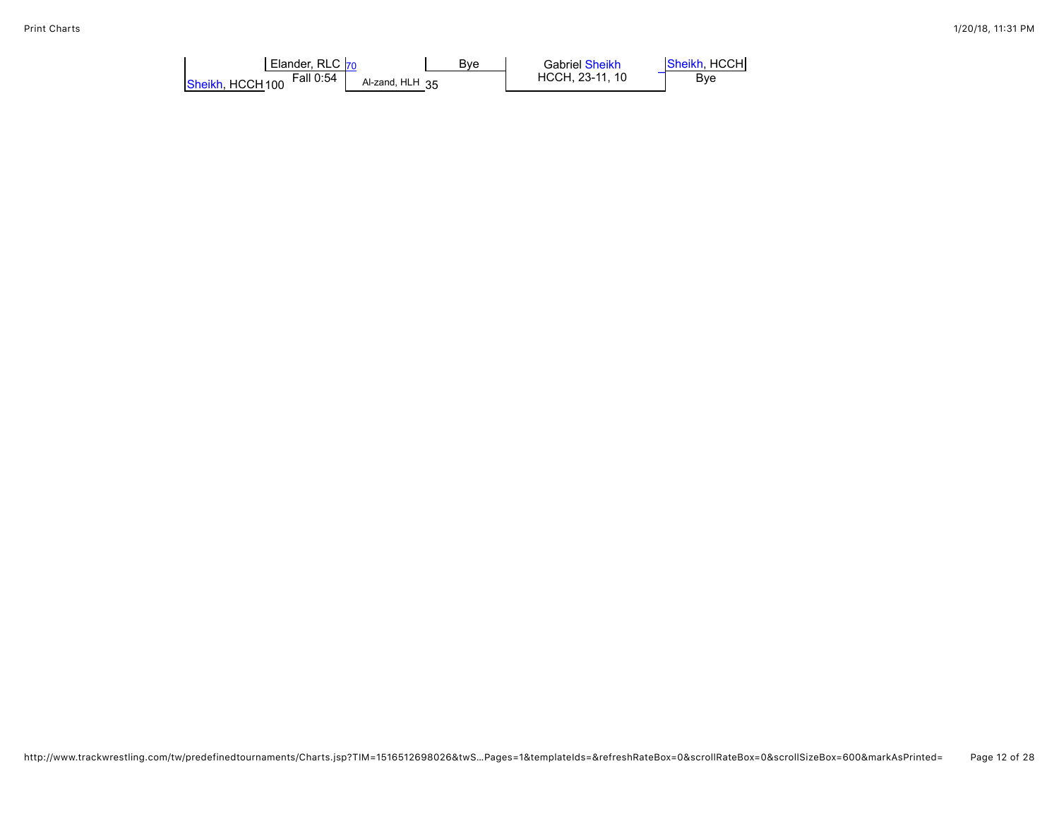Elander, RLC 70

Sheikh, HCCH 100 Fall 0:54

Al-zand, HLH 35

Bye

Gabriel Sheikh
HCCH, 23-11, 10

Sheikh, HCCH

Bye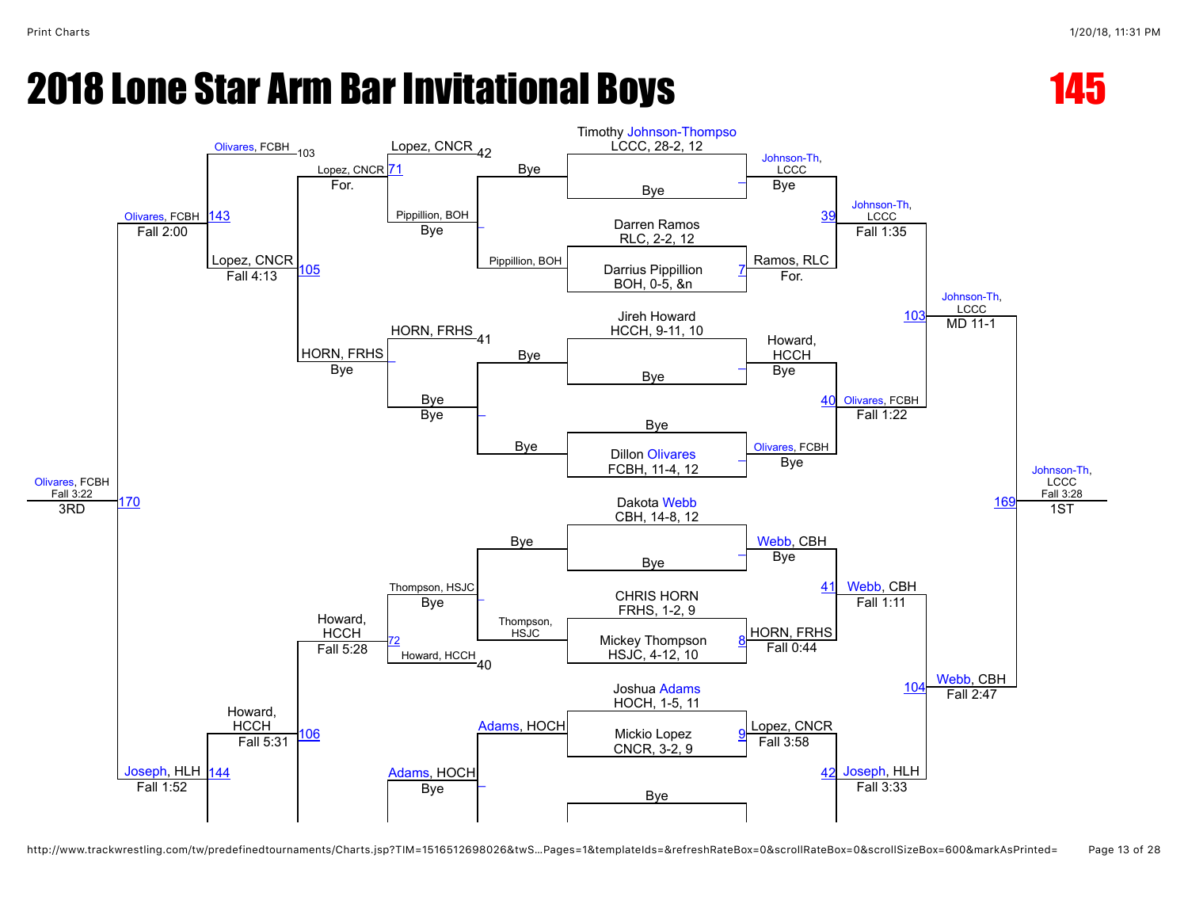# 2018 Lone Star Arm Bar Invitational Boys

**145**

## Championship Bracket

| Match | Wrestler 1 | Wrestler 2 | Winner | Result |
|---|---|---|---|---|
| – | Timothy Johnson-Thompso, LCCC, 28-2, 12 | Bye | Johnson-Th, LCCC | Bye |
| 7 | Darren Ramos, RLC, 2-2, 12 | Darrius Pippillion, BOH, 0-5, &n | Ramos, RLC | For. |
| – | Jireh Howard, HCCH, 9-11, 10 | Bye | Howard, HCCH | Bye |
| – | Bye | Dillon Olivares, FCBH, 11-4, 12 | Olivares, FCBH | Bye |
| – | Dakota Webb, CBH, 14-8, 12 | Bye | Webb, CBH | Bye |
| 8 | CHRIS HORN, FRHS, 1-2, 9 | Mickey Thompson, HSJC, 4-12, 10 | HORN, FRHS | Fall 0:44 |
| 9 | Joshua Adams, HOCH, 1-5, 11 | Mickio Lopez, CNCR, 3-2, 9 | Lopez, CNCR | Fall 3:58 |
| – | Bye | | | |
| 39 | Johnson-Th, LCCC | Ramos, RLC | Johnson-Th, LCCC | Fall 1:35 |
| 40 | Howard, HCCH | Olivares, FCBH | Olivares, FCBH | Fall 1:22 |
| 41 | Webb, CBH | HORN, FRHS | Webb, CBH | Fall 1:11 |
| 42 | Lopez, CNCR | | Joseph, HLH | Fall 3:33 |
| 103 | Johnson-Th, LCCC | Olivares, FCBH | Johnson-Th, LCCC | MD 11-1 |
| 104 | Webb, CBH | Joseph, HLH | Webb, CBH | Fall 2:47 |
| 169 | Johnson-Th, LCCC | Webb, CBH | Johnson-Th, LCCC | Fall 3:28 — 1ST |

## Consolation Bracket

| Match | Wrestler 1 | Wrestler 2 | Winner | Result |
|---|---|---|---|---|
| – | Bye | Pippillion, BOH | Pippillion, BOH | Bye |
| – | Bye | Bye | Bye | Bye |
| – | Bye | Thompson, HSJC | Thompson, HSJC | Bye |
| – | Adams, HOCH | | Adams, HOCH | Bye |
| 71 | Lopez, CNCR (42) | Pippillion, BOH | Lopez, CNCR | For. |
| – | HORN, FRHS (41) | Bye | HORN, FRHS | Bye |
| 72 | Thompson, HSJC | Howard, HCCH (40) | Howard, HCCH | Fall 5:28 |
| 105 | Lopez, CNCR | HORN, FRHS | Lopez, CNCR | Fall 4:13 |
| 106 | Howard, HCCH | | Howard, HCCH | Fall 5:31 |
| 143 | Olivares, FCBH (103) | Lopez, CNCR | Olivares, FCBH | Fall 2:00 |
| 144 | Howard, HCCH | | Joseph, HLH | Fall 1:52 |
| 170 | Olivares, FCBH | Joseph, HLH | Olivares, FCBH | Fall 3:22 — 3RD |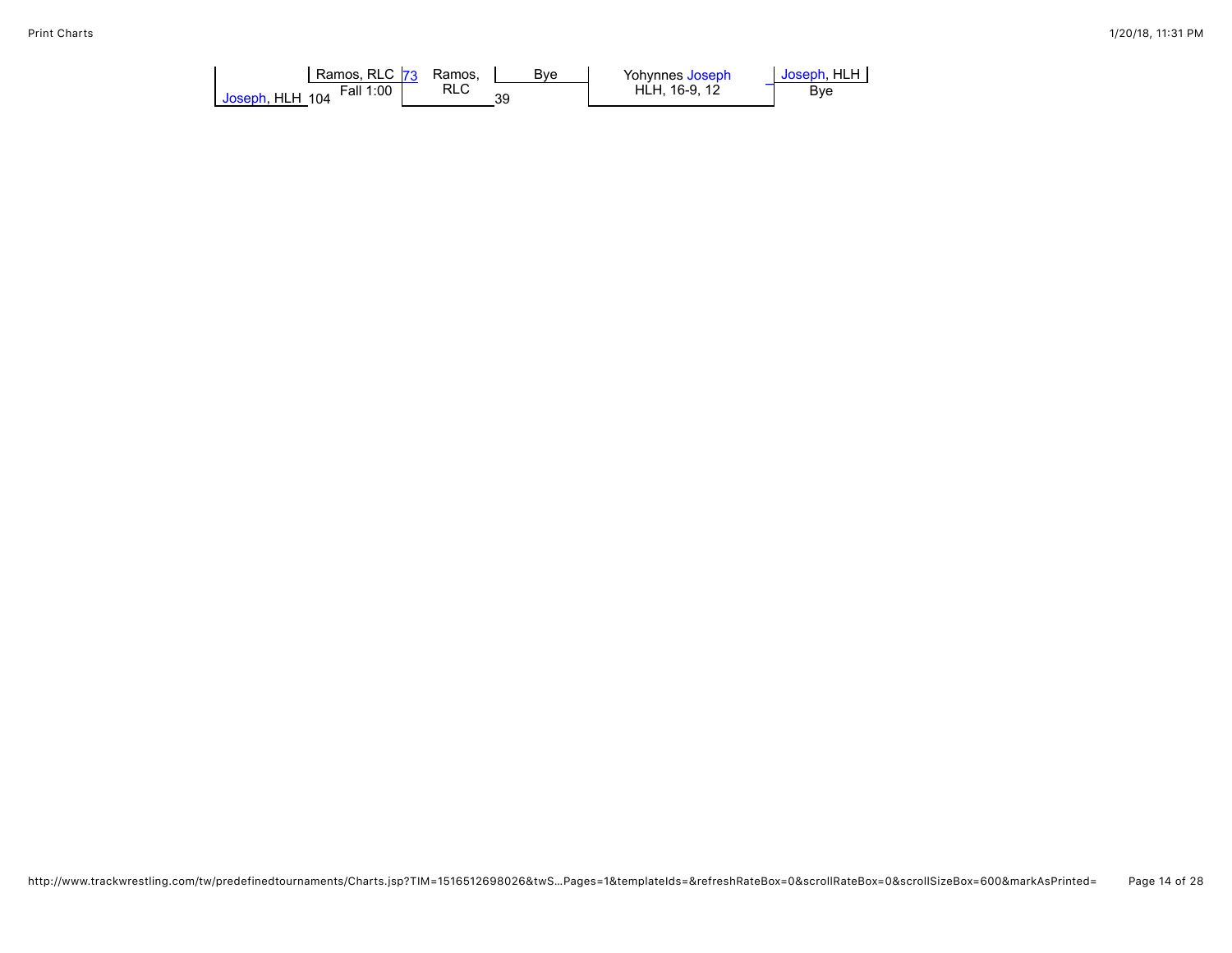Ramos, RLC 73 Ramos, RLC Bye

Joseph, HLH 104 Fall 1:00

39

Yohynnes Joseph HLH, 16-9, 12

Joseph, HLH

Bye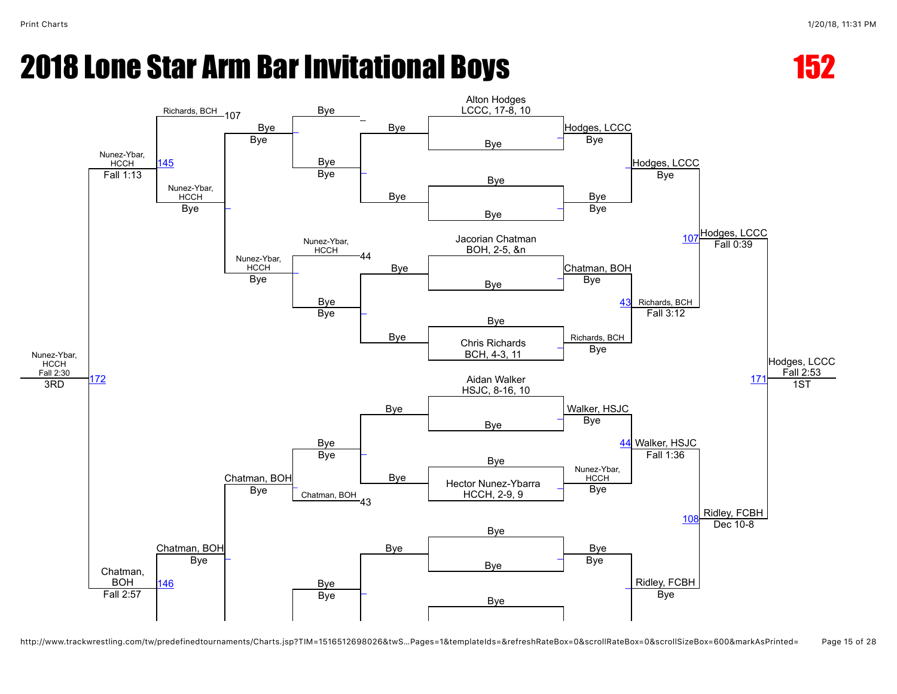# 2018 Lone Star Arm Bar Invitational Boys

**152**

## Championship Bracket

### First Round

- Alton Hodges, LCCC, 17-8, 10 vs. Bye
- Bye vs. Bye
- Jacorian Chatman, BOH, 2-5, &n vs. Bye
- Bye vs. Chris Richards, BCH, 4-3, 11
- Aidan Walker, HSJC, 8-16, 10 vs. Bye
- Bye vs. Hector Nunez-Ybarra, HCCH, 2-9, 9
- Bye vs. Bye
- Bye vs. …

### Quarterfinals

- Hodges, LCCC — Bye
- Bye — Bye
- Chatman, BOH — Bye
- Richards, BCH — Bye
- Walker, HSJC — Bye
- Nunez-Ybar, HCCH — Bye
- Bye — Bye

### Semifinals

- Hodges, LCCC — Bye
- 43 Richards, BCH — Fall 3:12
- 44 Walker, HSJC — Fall 1:36
- Ridley, FCBH — Bye

### Finals

- 107 Hodges, LCCC — Fall 0:39
- 108 Ridley, FCBH — Dec 10-8

### Champion

- 171 Hodges, LCCC — Fall 2:53 — 1ST

## Consolation Bracket

- Bye — Bye
- Bye — Bye
- 44 Nunez-Ybar, HCCH
- Bye — Bye
- Bye — Bye
- 43 Chatman, BOH
- Bye — Bye
- Nunez-Ybar, HCCH — Bye
- Chatman, BOH — Bye
- 107 Richards, BCH
- 145 Nunez-Ybar, HCCH — Bye
- 146 Chatman, BOH — Bye
- Nunez-Ybar, HCCH — Fall 1:13
- Chatman, BOH — Fall 2:57

### Third Place

- 172 Nunez-Ybar, HCCH — Fall 2:30 — 3RD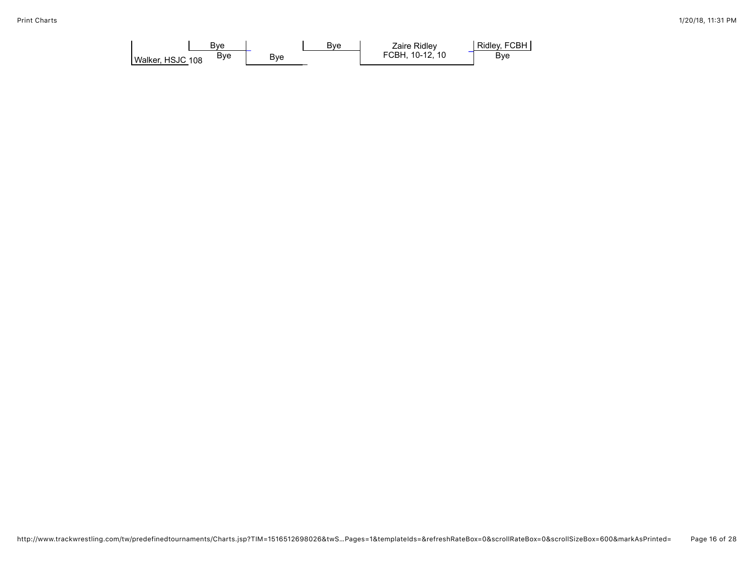Walker, HSJC 108

Bye

Bye

Bye

Bye

Zaire Ridley
FCBH, 10-12, 10

Ridley, FCBH

Bye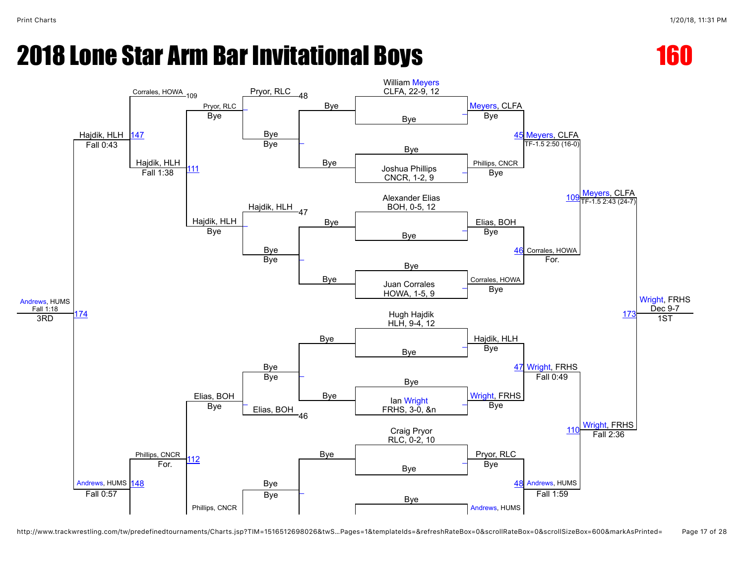# 2018 Lone Star Arm Bar Invitational Boys

**160**

## Championship Bracket

### First Round

| Match | Wrestler | Opponent | Winner | Result |
|---|---|---|---|---|
| 1 | William Meyers, CLFA, 22-9, 12 | Bye | Meyers, CLFA | Bye |
| 2 | Bye | Joshua Phillips, CNCR, 1-2, 9 | Phillips, CNCR | Bye |
| 3 | Alexander Elias, BOH, 0-5, 12 | Bye | Elias, BOH | Bye |
| 4 | Bye | Juan Corrales, HOWA, 1-5, 9 | Corrales, HOWA | Bye |
| 5 | Hugh Hajdik, HLH, 9-4, 12 | Bye | Hajdik, HLH | Bye |
| 6 | Bye | Ian Wright, FRHS, 3-0, &n | Wright, FRHS | Bye |
| 7 | Craig Pryor, RLC, 0-2, 10 | Bye | Pryor, RLC | Bye |
| 8 | Bye | … | Andrews, HUMS | … |

### Quarterfinals

| Match | Winner | Result |
|---|---|---|
| 45 | Meyers, CLFA | TF-1.5 2:50 (16-0) |
| 46 | Corrales, HOWA | For. |
| 47 | Wright, FRHS | Fall 0:49 |
| 48 | Andrews, HUMS | Fall 1:59 |

### Semifinals

| Match | Winner | Result |
|---|---|---|
| 109 | Meyers, CLFA | TF-1.5 2:43 (24-7) |
| 110 | Wright, FRHS | Fall 2:36 |

### Final

| Match | Winner | Result | Place |
|---|---|---|---|
| 173 | Wright, FRHS | Dec 9-7 | 1ST |

## Consolation Bracket

| Match | Wrestler | Opponent | Winner | Result |
|---|---|---|---|---|
| 48 | Pryor, RLC | Bye | Pryor, RLC | Bye |
| 47 | Hajdik, HLH | Bye | Hajdik, HLH | Bye |
| 46 | Bye | Elias, BOH | Elias, BOH | Bye |
| — | Bye | Phillips, CNCR | … | … |
| 111 | Pryor, RLC | Hajdik, HLH | Hajdik, HLH | Fall 1:38 |
| 112 | Elias, BOH | Phillips, CNCR | Phillips, CNCR | For. |
| 147 | Corrales, HOWA (109) | Hajdik, HLH | Hajdik, HLH | Fall 0:43 |
| 148 | Phillips, CNCR | Andrews, HUMS | Andrews, HUMS | Fall 0:57 |
| 174 | Hajdik, HLH | Andrews, HUMS | Andrews, HUMS | Fall 1:18 (3RD) |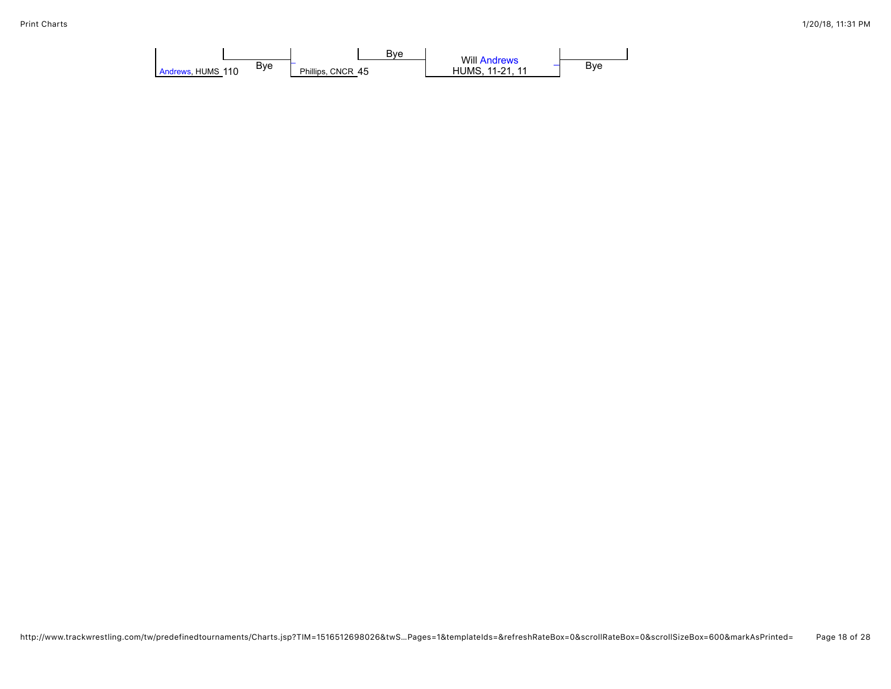Andrews, HUMS 110

Bye

Phillips, CNCR 45

Bye

Will Andrews
HUMS, 11-21, 11

Bye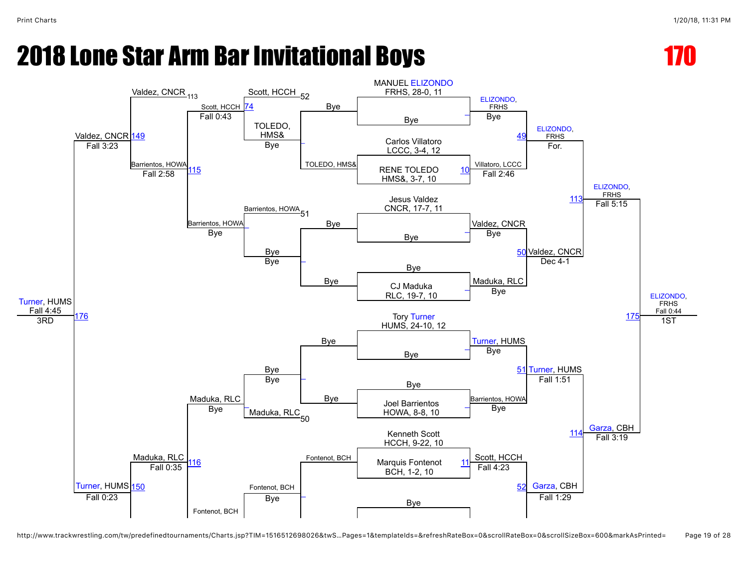# 2018 Lone Star Arm Bar Invitational Boys

**170**

## Championship Bracket

| Wrestler | Team, Record |
| --- | --- |
| MANUEL ELIZONDO | FRHS, 28-0, 11 |
| Bye | |
| Carlos Villatoro | LCCC, 3-4, 12 |
| RENE TOLEDO | HMS&, 3-7, 10 |
| Jesus Valdez | CNCR, 17-7, 11 |
| Bye | |
| Bye | |
| CJ Maduka | RLC, 19-7, 10 |
| Tory Turner | HUMS, 24-10, 12 |
| Bye | |
| Bye | |
| Joel Barrientos | HOWA, 8-8, 10 |
| Kenneth Scott | HCCH, 9-22, 10 |
| Marquis Fontenot | BCH, 1-2, 10 |
| Bye | |

### Championship Results

| Bout | Winner | Result |
| --- | --- | --- |
| – | ELIZONDO, FRHS | Bye |
| 10 | Villatoro, LCCC | Fall 2:46 |
| – | Valdez, CNCR | Bye |
| – | Maduka, RLC | Bye |
| – | Turner, HUMS | Bye |
| – | Barrientos, HOWA | Bye |
| 11 | Scott, HCCH | Fall 4:23 |
| 49 | ELIZONDO, FRHS | For. |
| 50 | Valdez, CNCR | Dec 4-1 |
| 51 | Turner, HUMS | Fall 1:51 |
| 52 | Garza, CBH | Fall 1:29 |
| 113 | ELIZONDO, FRHS | Fall 5:15 |
| 114 | Garza, CBH | Fall 3:19 |
| 175 | ELIZONDO, FRHS | Fall 0:44 — 1ST |

## Consolation Bracket

| Bout | Wrestlers | Winner | Result |
| --- | --- | --- | --- |
| – | Bye vs TOLEDO, HMS& | TOLEDO, HMS& | Bye |
| – | Bye vs Bye | Bye | Bye |
| – | Bye vs Bye | Bye | Bye |
| – | Bye vs Fontenot, BCH | Fontenot, BCH | |
| 74 | Scott, HCCH (52) vs TOLEDO, HMS& | Scott, HCCH | Fall 0:43 |
| – | Barrientos, HOWA (51) vs Bye | Barrientos, HOWA | Bye |
| – | Bye vs Maduka, RLC (50) | Maduka, RLC | Bye |
| – | Fontenot, BCH vs … | Fontenot, BCH | Bye |
| 115 | Scott, HCCH vs Barrientos, HOWA | Barrientos, HOWA | Fall 2:58 |
| 116 | Maduka, RLC vs Fontenot, BCH | Maduka, RLC | Fall 0:35 |
| 149 | Valdez, CNCR (113) vs Barrientos, HOWA | Valdez, CNCR | Fall 3:23 |
| 150 | Maduka, RLC vs Turner, HUMS | Turner, HUMS | Fall 0:23 |
| 176 | Valdez, CNCR vs Turner, HUMS | Turner, HUMS | Fall 4:45 — 3RD |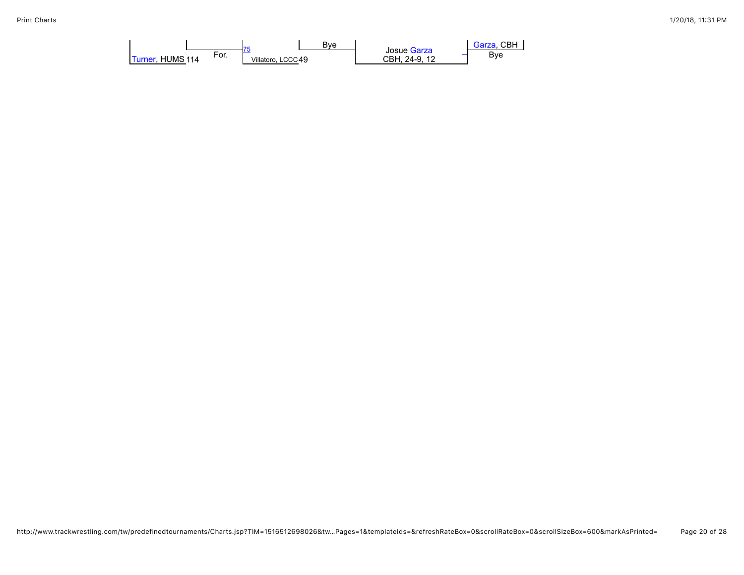Turner, HUMS 114

For.

75

Villatoro, LCCC 49

Bye

Josue Garza
CBH, 24-9, 12

Garza, CBH

Bye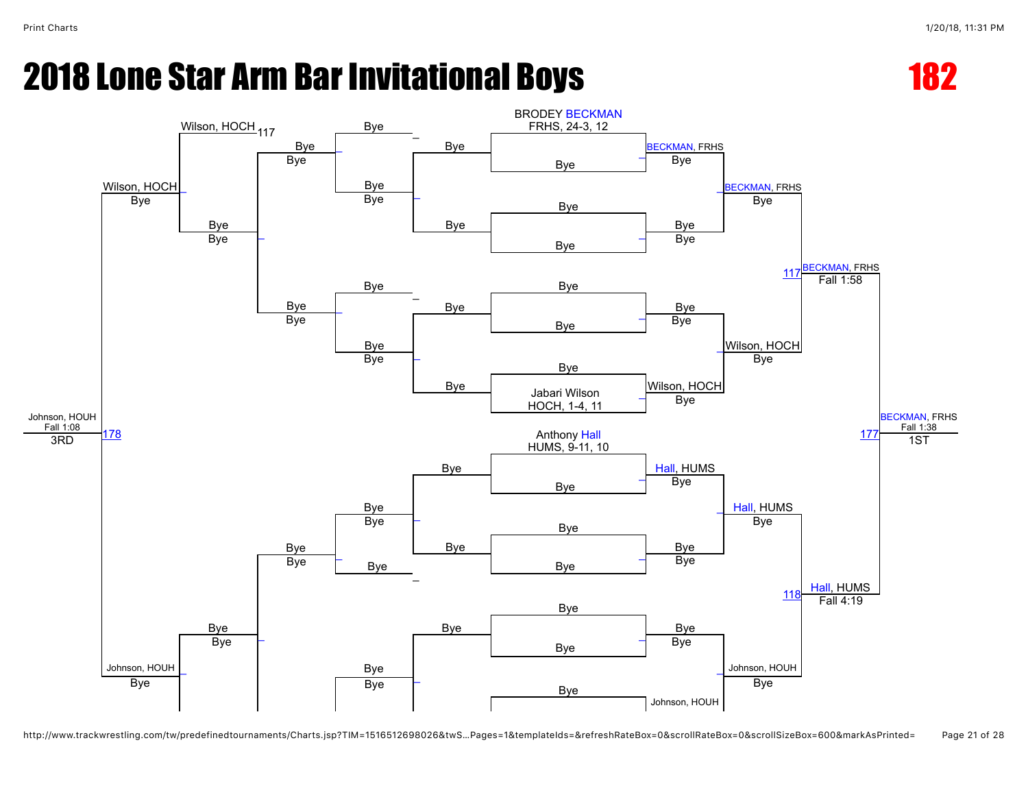# 2018 Lone Star Arm Bar Invitational Boys

**182**

## Championship Bracket

- BRODEY BECKMAN, FRHS, 24-3, 12 vs Bye → BECKMAN, FRHS (Bye)
- Bye vs Bye → Bye
- BECKMAN, FRHS vs Bye → BECKMAN, FRHS (Bye)
- Bye vs Bye → Bye
- Bye vs Jabari Wilson, HOCH, 1-4, 11 → Wilson, HOCH (Bye)
- Bye vs Wilson, HOCH → Wilson, HOCH (Bye)
- Match 117: BECKMAN, FRHS vs Wilson, HOCH → BECKMAN, FRHS, Fall 1:58
- Anthony Hall, HUMS, 9-11, 10 vs Bye → Hall, HUMS (Bye)
- Bye vs Bye → Bye
- Hall, HUMS vs Bye → Hall, HUMS (Bye)
- Bye vs Bye → Bye
- Bye vs Johnson, HOUH → Johnson, HOUH
- Bye vs Johnson, HOUH → Johnson, HOUH (Bye)
- Match 118: Hall, HUMS vs Johnson, HOUH → Hall, HUMS, Fall 4:19
- Match 177: BECKMAN, FRHS vs Hall, HUMS → BECKMAN, FRHS, Fall 1:38 — **1ST**

## Consolation Bracket

- Wilson, HOCH (L117) vs Bye → Wilson, HOCH
- Bye vs Bye → Bye
- Bye vs Bye → Bye
- Wilson, HOCH vs Bye → Wilson, HOCH (Bye)
- Bye vs Bye → Bye
- Bye vs Bye → Bye
- Johnson, HOUH vs Bye → Johnson, HOUH (Bye)
- Match 178: Wilson, HOCH vs Johnson, HOUH → Johnson, HOUH, Fall 1:08 — **3RD**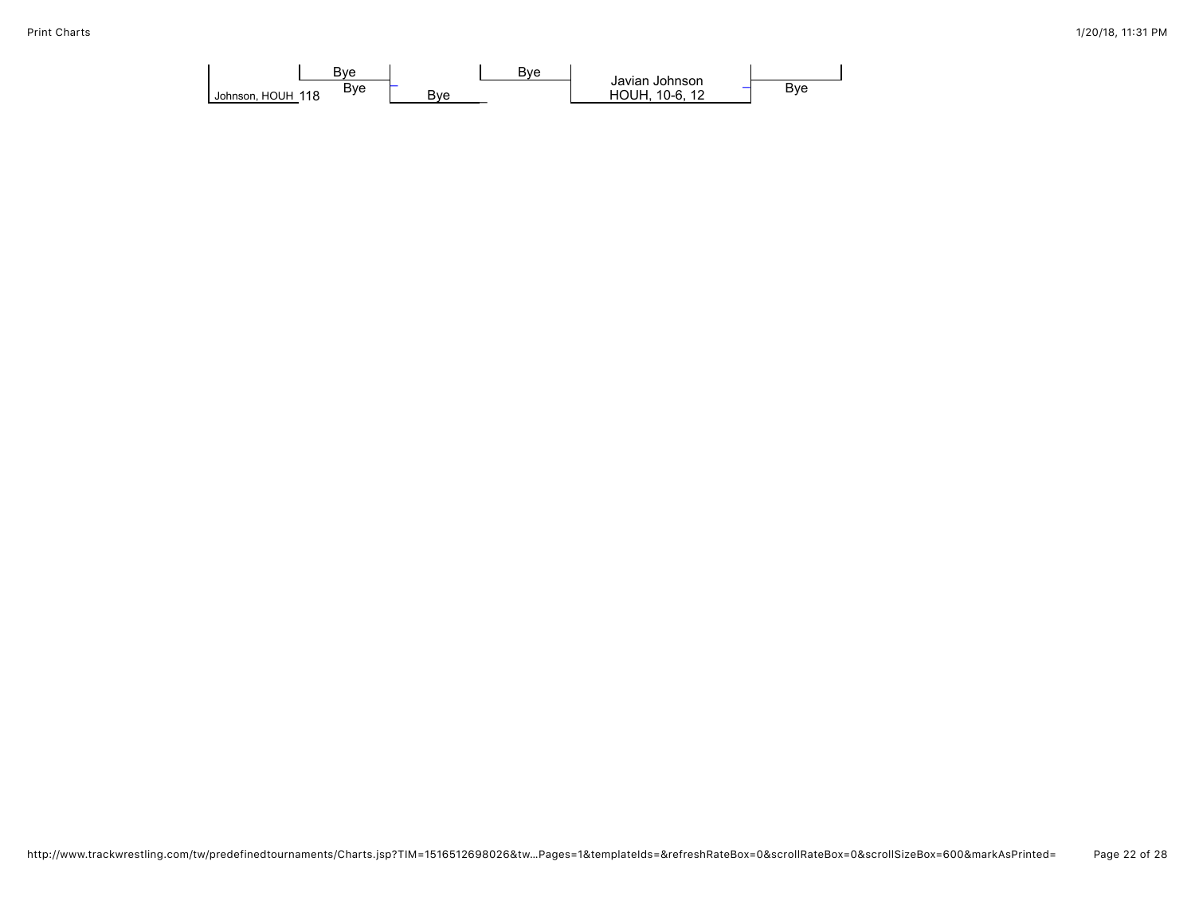Bye

Johnson, HOUH 118 Bye

Bye

Bye

Javian Johnson
HOUH, 10-6, 12

Bye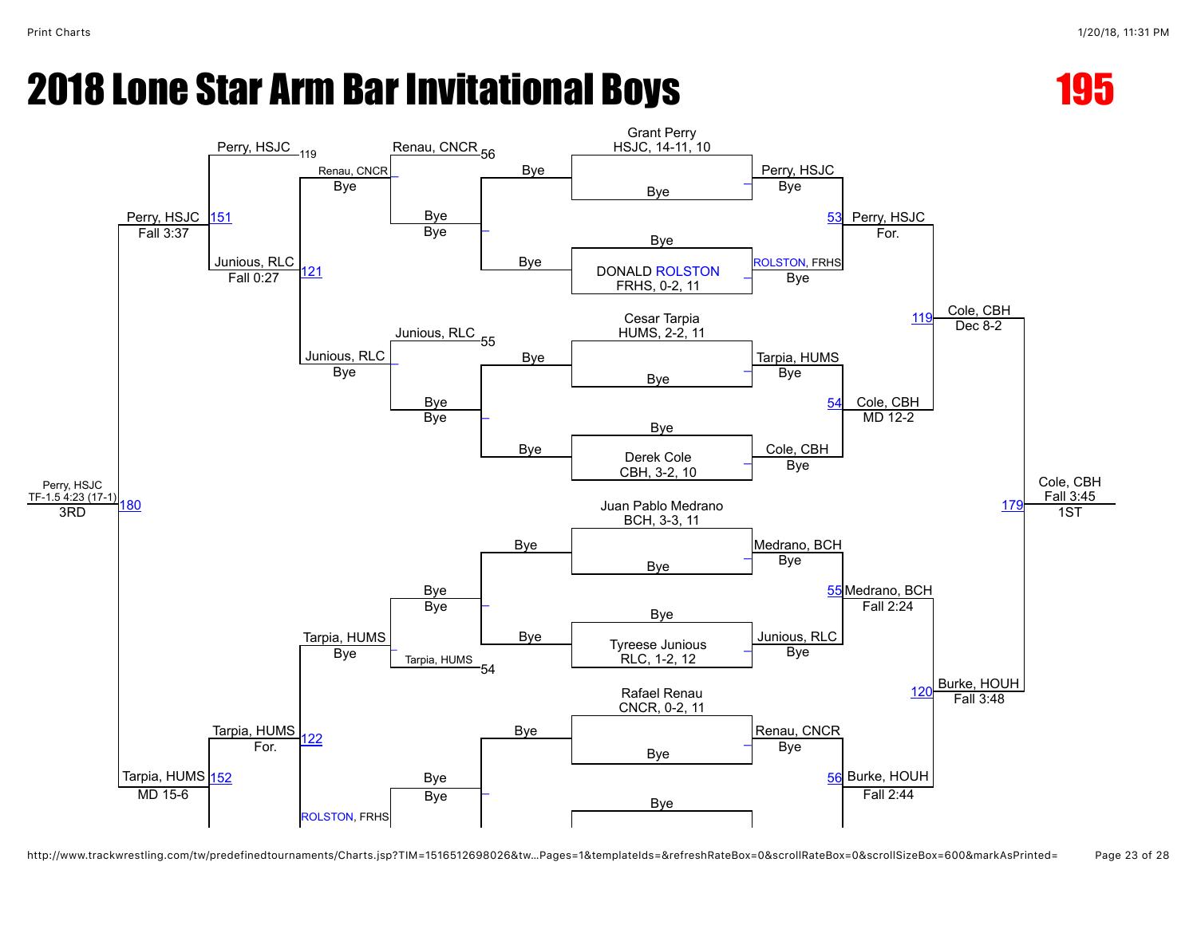# 2018 Lone Star Arm Bar Invitational Boys

## 195

### Championship Bracket

**Round 1 / Quarterfinals**

- Grant Perry, HSJC, 14-11, 10 vs Bye → Perry, HSJC (Bye)
- Bye vs DONALD ROLSTON, FRHS, 0-2, 11 → ROLSTON, FRHS (Bye)
- Cesar Tarpia, HUMS, 2-2, 11 vs Bye → Tarpia, HUMS (Bye)
- Bye vs Derek Cole, CBH, 3-2, 10 → Cole, CBH (Bye)
- Juan Pablo Medrano, BCH, 3-3, 11 vs Bye → Medrano, BCH (Bye)
- Bye vs Tyreese Junious, RLC, 1-2, 12 → Junious, RLC (Bye)
- Rafael Renau, CNCR, 0-2, 11 vs Bye → Renau, CNCR (Bye)
- Bye vs ...

**Semifinals**

- 53: Perry, HSJC vs ROLSTON, FRHS → Perry, HSJC (For.)
- 54: Tarpia, HUMS vs Cole, CBH → Cole, CBH (MD 12-2)
- 55: Medrano, BCH vs Junious, RLC → Medrano, BCH (Fall 2:24)
- 56: Renau, CNCR vs ... → Burke, HOUH (Fall 2:44)

**Finals Path**

- 119: Perry, HSJC vs Cole, CBH → Cole, CBH (Dec 8-2)
- 120: Medrano, BCH vs Burke, HOUH → Burke, HOUH (Fall 3:48)
- 179: Cole, CBH vs Burke, HOUH → Cole, CBH (Fall 3:45) — 1ST

### Consolation Bracket

- 56: Renau, CNCR vs Bye → Renau, CNCR (Bye) / Bye vs Bye → Bye (Bye)
- 55: Junious, RLC vs Bye → Junious, RLC (Bye) / Bye vs Bye → Bye (Bye)
- 54: Tarpia, HUMS vs Bye → Tarpia, HUMS (Bye) / Bye vs Bye → Bye (Bye)
- ROLSTON, FRHS vs Bye
- 121: Renau, CNCR vs Junious, RLC → Junious, RLC (Fall 0:27)
- 122: Tarpia, HUMS vs ROLSTON, FRHS → Tarpia, HUMS (For.)
- 151: Perry, HSJC (119) vs Junious, RLC → Perry, HSJC (Fall 3:37)
- 152: Tarpia, HUMS vs ... → Tarpia, HUMS (MD 15-6)
- 180: Perry, HSJC vs Tarpia, HUMS → Perry, HSJC (TF-1.5 4:23 (17-1)) — 3RD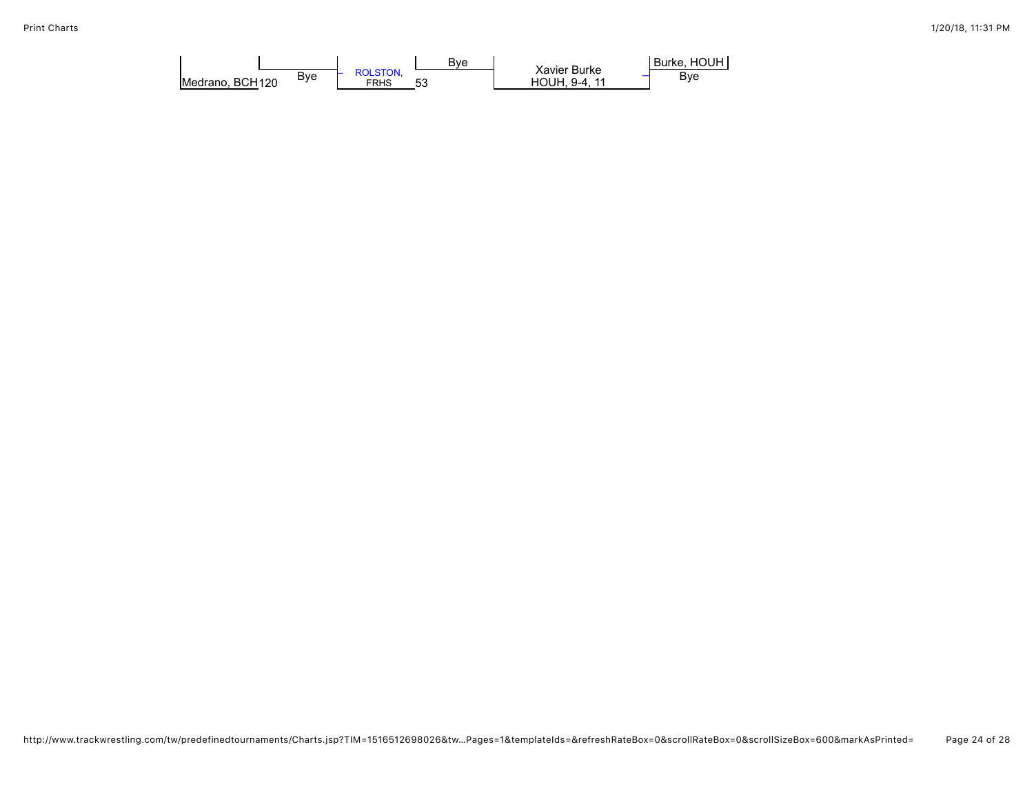Medrano, BCH 120

Bye

ROLSTON, FRHS

53

Bye

Xavier Burke
HOUH, 9-4, 11

Burke, HOUH

Bye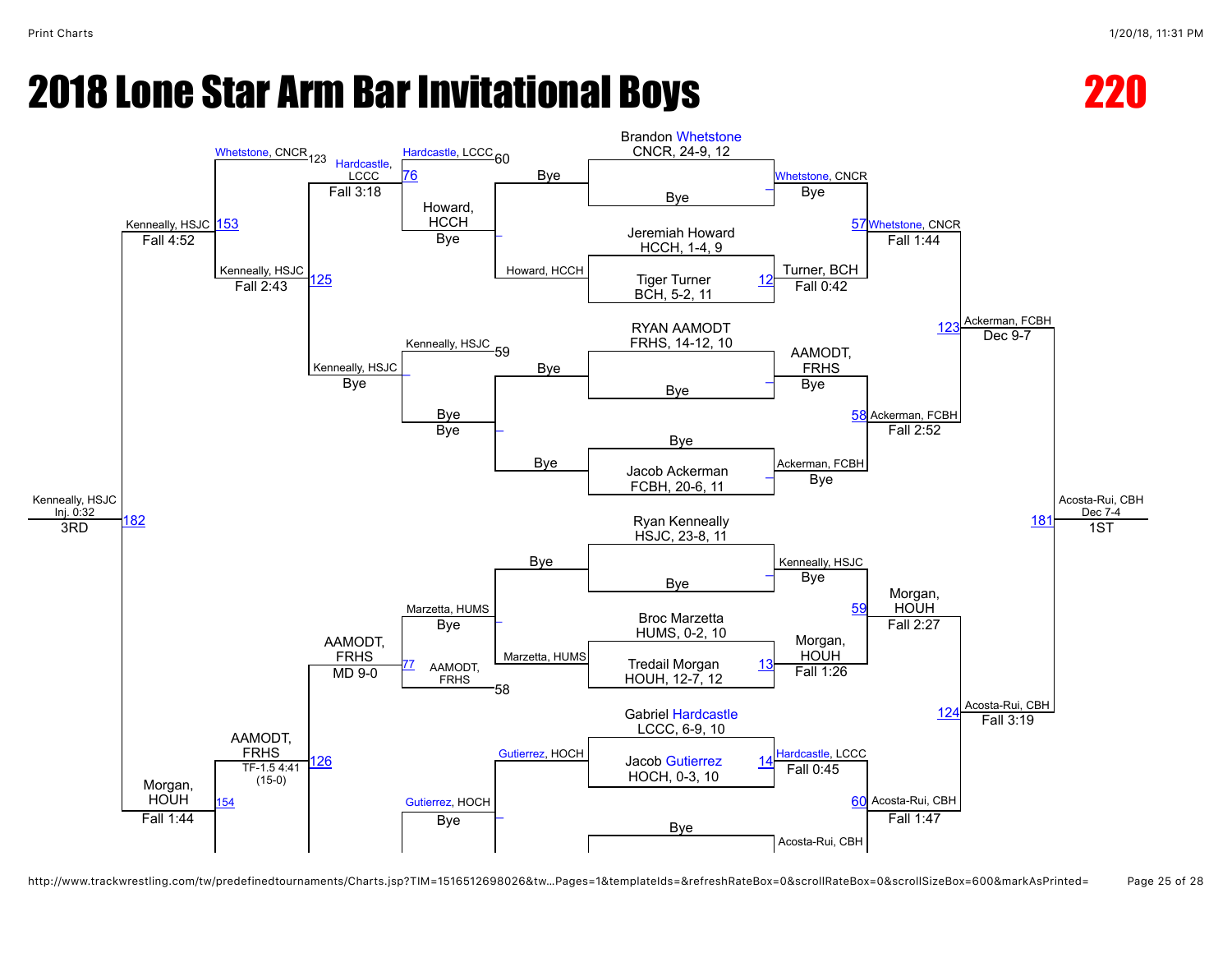# 2018 Lone Star Arm Bar Invitational Boys

## 220

### Championship Bracket

**First Round**

- Brandon Whetstone, CNCR, 24-9, 12 vs. Bye — Whetstone, CNCR (Bye)
- Jeremiah Howard, HCCH, 1-4, 9 vs. Tiger Turner, BCH, 5-2, 11 — Turner, BCH (Fall 0:42) [12]
- RYAN AAMODT, FRHS, 14-12, 10 vs. Bye — AAMODT, FRHS (Bye)
- Bye vs. Jacob Ackerman, FCBH, 20-6, 11 — Ackerman, FCBH (Bye)
- Ryan Kenneally, HSJC, 23-8, 11 vs. Bye — Kenneally, HSJC (Bye)
- Broc Marzetta, HUMS, 0-2, 10 vs. Tredail Morgan, HOUH, 12-7, 12 — Morgan, HOUH (Fall 1:26) [13]
- Gabriel Hardcastle, LCCC, 6-9, 10 vs. Jacob Gutierrez, HOCH, 0-3, 10 — Hardcastle, LCCC (Fall 0:45) [14]
- Bye vs. ... — Acosta-Rui, CBH

**Quarterfinals**

- [57] Whetstone, CNCR (Fall 1:44)
- [58] Ackerman, FCBH (Fall 2:52)
- [59] Morgan, HOUH (Fall 2:27)
- [60] Acosta-Rui, CBH (Fall 1:47)

**Semifinals**

- [123] Ackerman, FCBH (Dec 9-7)
- [124] Acosta-Rui, CBH (Fall 3:19)

**Final**

- [181] Acosta-Rui, CBH — Dec 7-4 — **1ST**

### Consolation Bracket

**Wrestlebacks**

- Bye vs. Howard, HCCH — Howard, HCCH (Bye)
- Bye vs. Bye — Bye
- Bye vs. Marzetta, HUMS — Marzetta, HUMS (Bye)
- Gutierrez, HOCH vs. Bye — Gutierrez, HOCH (Bye)

**Next Round**

- Hardcastle, LCCC 60 vs. Howard, HCCH — [76] Hardcastle, LCCC (Fall 3:18)
- Kenneally, HSJC 59 vs. Bye — Kenneally, HSJC (Bye)
- Marzetta, HUMS vs. AAMODT, FRHS 58 — [77] AAMODT, FRHS (MD 9-0)
- Gutierrez, HOCH vs. ...

**Consolation Quarterfinals**

- Hardcastle, LCCC vs. Kenneally, HSJC — [125] Kenneally, HSJC (Fall 2:43)
- AAMODT, FRHS vs. ... — [126] AAMODT, FRHS (TF-1.5 4:41 (15-0))

**Consolation Semifinals**

- Whetstone, CNCR 123 vs. Kenneally, HSJC — [153] Kenneally, HSJC (Fall 4:52)
- AAMODT, FRHS vs. ... — [154] Morgan, HOUH (Fall 1:44)

**3rd Place**

- [182] Kenneally, HSJC — Inj. 0:32 — **3RD**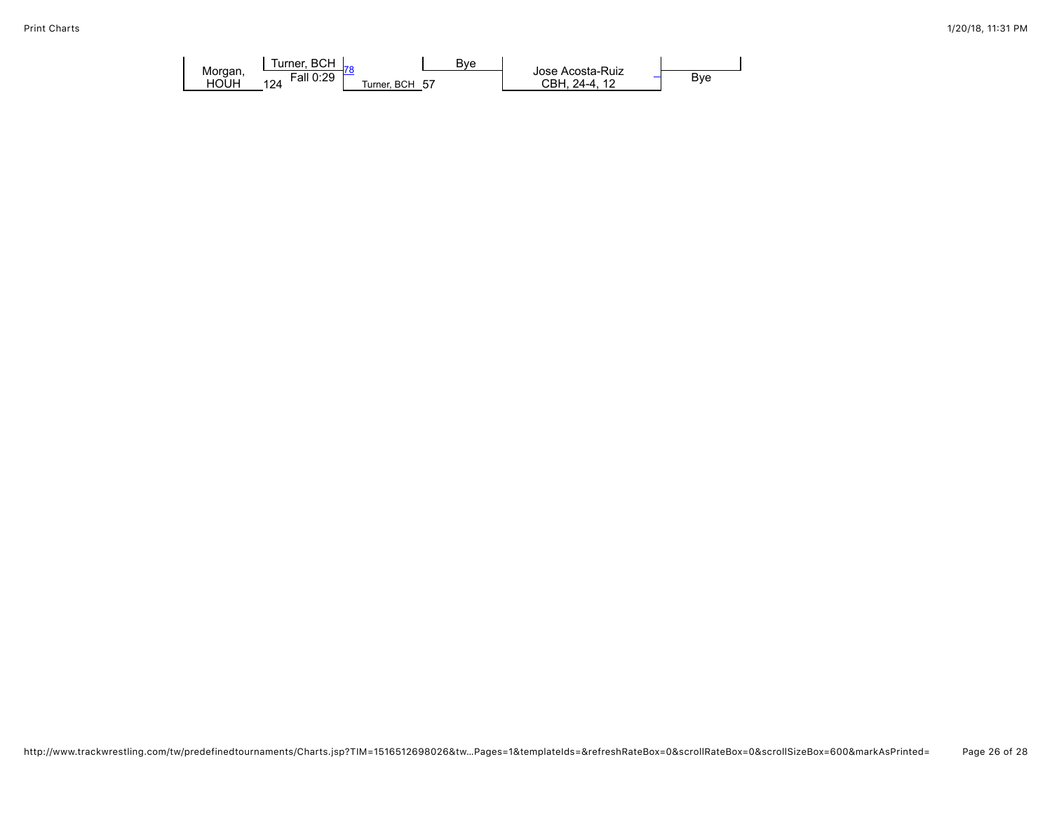Morgan, HOUH 124

Turner, BCH

Fall 0:29

78

Turner, BCH 57

Bye

Jose Acosta-Ruiz
CBH, 24-4, 12

Bye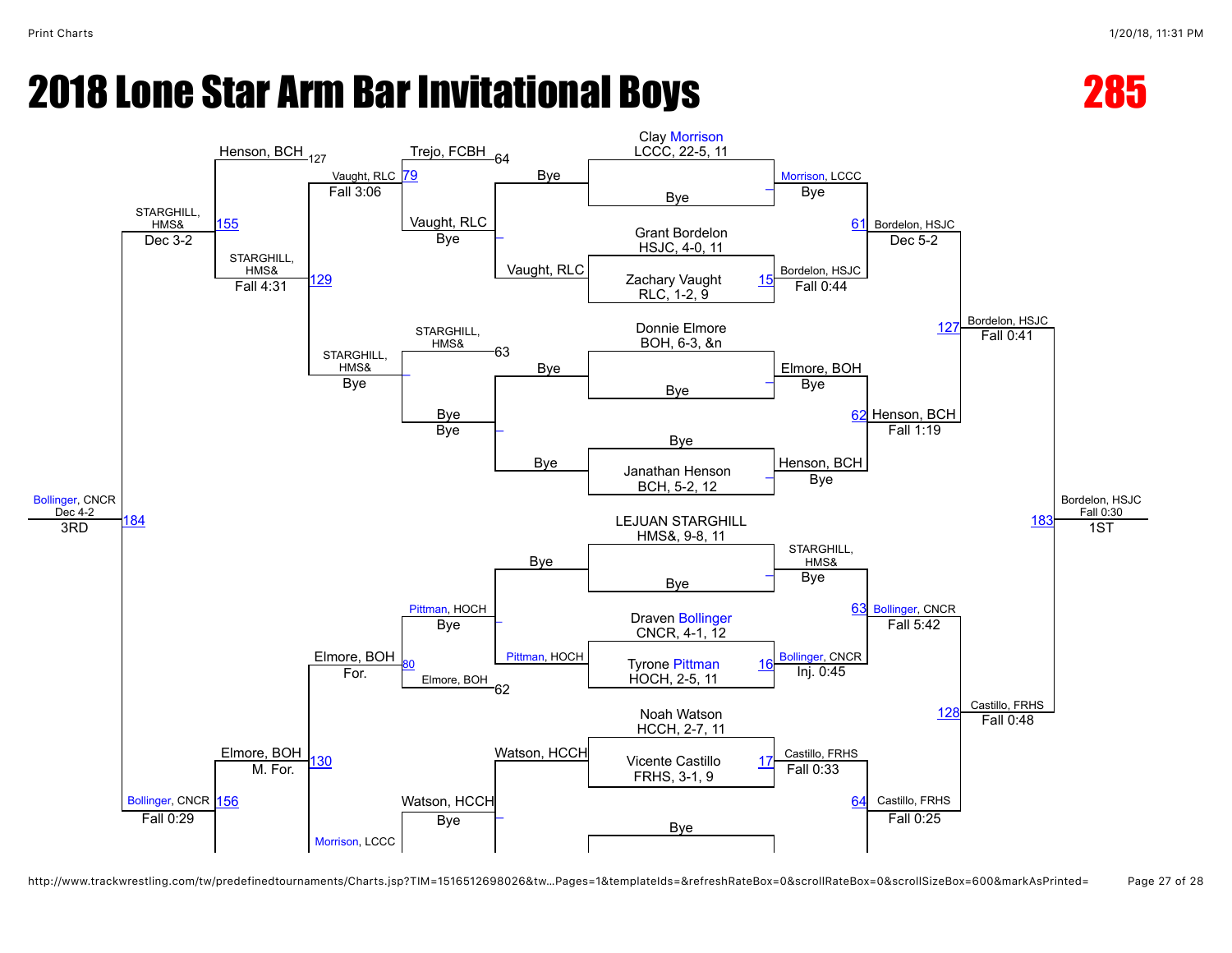# 2018 Lone Star Arm Bar Invitational Boys

## 285

### Championship Bracket

**First Round**

- Clay Morrison, LCCC, 22-5, 11 — Bye → Morrison, LCCC (Bye)
- Grant Bordelon, HSJC, 4-0, 11 vs. Zachary Vaught, RLC, 1-2, 9 (Match 15) → Bordelon, HSJC (Fall 0:44)
- Donnie Elmore, BOH, 6-3, &n — Bye → Elmore, BOH (Bye)
- Bye vs. Janathan Henson, BCH, 5-2, 12 → Henson, BCH (Bye)
- LEJUAN STARGHILL, HMS&, 9-8, 11 — Bye → STARGHILL, HMS& (Bye)
- Draven Bollinger, CNCR, 4-1, 12 vs. Tyrone Pittman, HOCH, 2-5, 11 (Match 16) → Bollinger, CNCR (Inj. 0:45)
- Noah Watson, HCCH, 2-7, 11 vs. Vicente Castillo, FRHS, 3-1, 9 (Match 17) → Castillo, FRHS (Fall 0:33)
- Bye

**Quarterfinals**

- Match 61: Morrison, LCCC vs. Bordelon, HSJC → Bordelon, HSJC (Dec 5-2)
- Match 62: Elmore, BOH vs. Henson, BCH → Henson, BCH (Fall 1:19)
- Match 63: STARGHILL, HMS& vs. Bollinger, CNCR → Bollinger, CNCR (Fall 5:42)
- Match 64: Castillo, FRHS → Castillo, FRHS (Fall 0:25)

**Semifinals**

- Match 127: Bordelon, HSJC vs. Henson, BCH → Bordelon, HSJC (Fall 0:41)
- Match 128: Bollinger, CNCR vs. Castillo, FRHS → Castillo, FRHS (Fall 0:48)

**Final**

- Match 183: Bordelon, HSJC vs. Castillo, FRHS → Bordelon, HSJC (Fall 0:30) — 1ST

### Consolation Bracket

**First Round**

- Bye vs. Vaught, RLC → Vaught, RLC
- Bye vs. Bye → Bye
- Pittman, HOCH — Bye → Pittman, HOCH
- Watson, HCCH → Watson, HCCH

**Second Round**

- Trejo, FCBH (64) vs. Vaught, RLC (Bye) — Match 79 → Vaught, RLC (Fall 3:06)
- STARGHILL, HMS& (63) vs. Bye (Bye) → STARGHILL, HMS& (Bye)
- Pittman, HOCH (Bye) vs. Elmore, BOH (62) — Match 80 → Elmore, BOH (For.)
- Watson, HCCH (Bye) vs. Morrison, LCCC → Morrison, LCCC

**Third Round**

- Match 129: Vaught, RLC vs. STARGHILL, HMS& → STARGHILL, HMS& (Fall 4:31)
- Match 130: Elmore, BOH vs. Morrison, LCCC → Elmore, BOH (M. For.)

**Consolation Semifinals**

- Match 155: Henson, BCH (127) vs. STARGHILL, HMS& → STARGHILL, HMS& (Dec 3-2)
- Match 156: Elmore, BOH vs. Bollinger, CNCR → Bollinger, CNCR (Fall 0:29)

**3rd Place**

- Match 184: STARGHILL, HMS& vs. Bollinger, CNCR → Bollinger, CNCR (Dec 4-2) — 3RD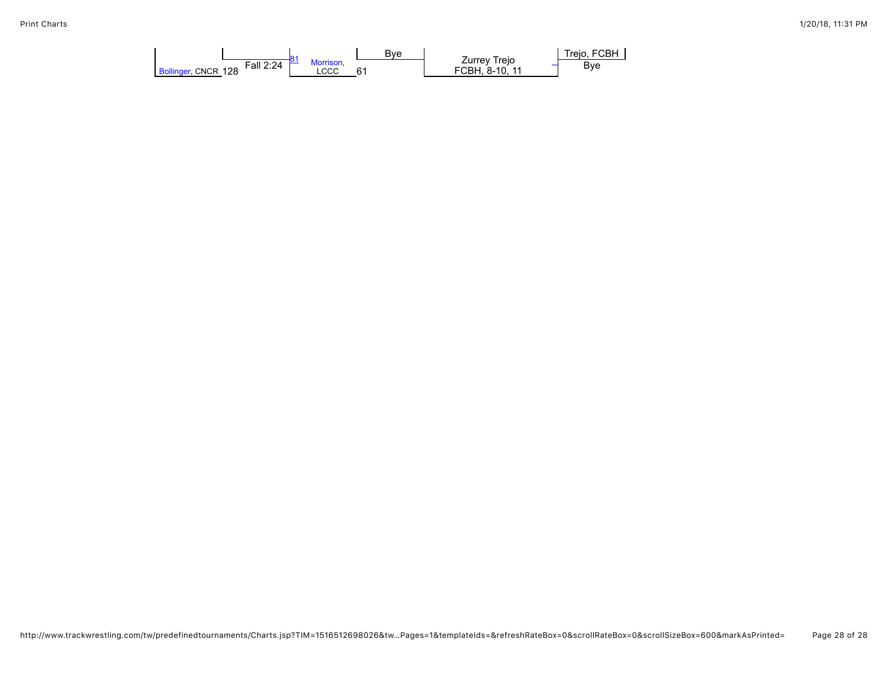Bollinger, CNCR 128

Fall 2:24

81

Morrison, LCCC

61

Bye

Zurrey Trejo
FCBH, 8-10, 11

Trejo, FCBH

Bye